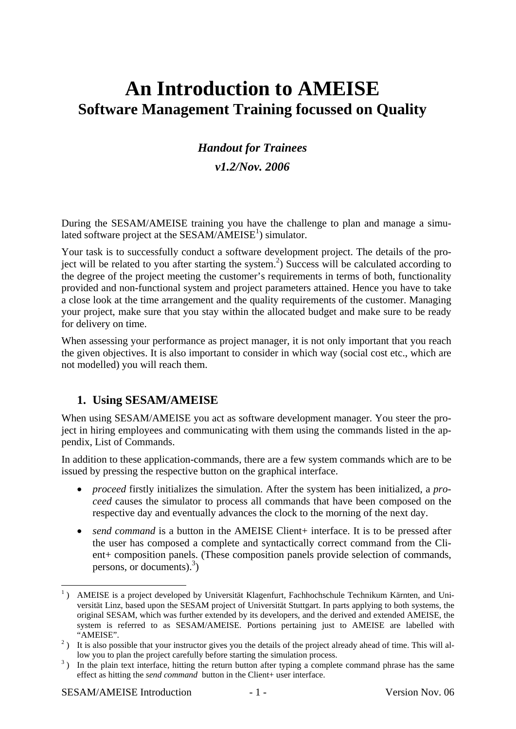# An Introduction to AMEISE
## Software Management Training focussed on Quality

***Handout for Trainees***

***v1.2/Nov. 2006***

During the SESAM/AMEISE training you have the challenge to plan and manage a simulated software project at the SESAM/AMEISE[1]) simulator.

Your task is to successfully conduct a software development project. The details of the project will be related to you after starting the system.[2]) Success will be calculated according to the degree of the project meeting the customer's requirements in terms of both, functionality provided and non-functional system and project parameters attained. Hence you have to take a close look at the time arrangement and the quality requirements of the customer. Managing your project, make sure that you stay within the allocated budget and make sure to be ready for delivery on time.

When assessing your performance as project manager, it is not only important that you reach the given objectives. It is also important to consider in which way (social cost etc., which are not modelled) you will reach them.

### 1. Using SESAM/AMEISE

When using SESAM/AMEISE you act as software development manager. You steer the project in hiring employees and communicating with them using the commands listed in the appendix, List of Commands.

In addition to these application-commands, there are a few system commands which are to be issued by pressing the respective button on the graphical interface.

- *proceed* firstly initializes the simulation. After the system has been initialized, a *proceed* causes the simulator to process all commands that have been composed on the respective day and eventually advances the clock to the morning of the next day.
- *send command* is a button in the AMEISE Client+ interface. It is to be pressed after the user has composed a complete and syntactically correct command from the Client+ composition panels. (These composition panels provide selection of commands, persons, or documents).[3])

---

[1]) AMEISE is a project developed by Universität Klagenfurt, Fachhochschule Technikum Kärnten, and Universität Linz, based upon the SESAM project of Universität Stuttgart. In parts applying to both systems, the original SESAM, which was further extended by its developers, and the derived and extended AMEISE, the system is referred to as SESAM/AMEISE. Portions pertaining just to AMEISE are labelled with "AMEISE".

[2]) It is also possible that your instructor gives you the details of the project already ahead of time. This will allow you to plan the project carefully before starting the simulation process.

[3]) In the plain text interface, hitting the return button after typing a complete command phrase has the same effect as hitting the *send command* button in the Client+ user interface.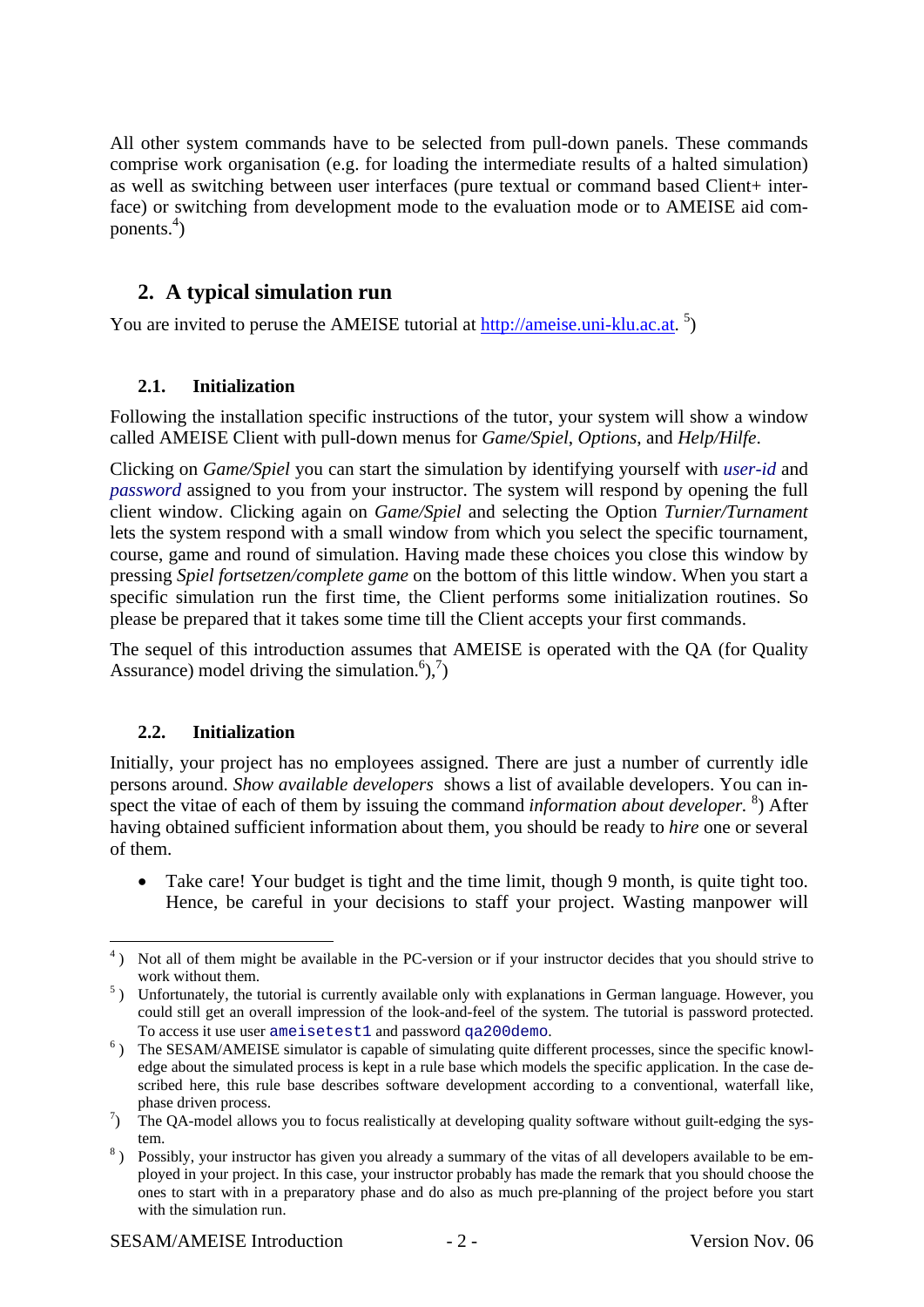All other system commands have to be selected from pull-down panels. These commands comprise work organisation (e.g. for loading the intermediate results of a halted simulation) as well as switching between user interfaces (pure textual or command based Client+ interface) or switching from development mode to the evaluation mode or to AMEISE aid components.[4])

## 2. A typical simulation run

You are invited to peruse the AMEISE tutorial at [http://ameise.uni-klu.ac.at](http://ameise.uni-klu.ac.at). [5])

### 2.1. Initialization

Following the installation specific instructions of the tutor, your system will show a window called AMEISE Client with pull-down menus for *Game/Spiel*, *Options*, and *Help/Hilfe*.

Clicking on *Game/Spiel* you can start the simulation by identifying yourself with *user-id* and *password* assigned to you from your instructor. The system will respond by opening the full client window. Clicking again on *Game/Spiel* and selecting the Option *Turnier/Turnament* lets the system respond with a small window from which you select the specific tournament, course, game and round of simulation. Having made these choices you close this window by pressing *Spiel fortsetzen/complete game* on the bottom of this little window. When you start a specific simulation run the first time, the Client performs some initialization routines. So please be prepared that it takes some time till the Client accepts your first commands.

The sequel of this introduction assumes that AMEISE is operated with the QA (for Quality Assurance) model driving the simulation.[6]),[7])

### 2.2. Initialization

Initially, your project has no employees assigned. There are just a number of currently idle persons around. *Show available developers* shows a list of available developers. You can inspect the vitae of each of them by issuing the command *information about developer.* [8]) After having obtained sufficient information about them, you should be ready to *hire* one or several of them.

- Take care! Your budget is tight and the time limit, though 9 month, is quite tight too. Hence, be careful in your decisions to staff your project. Wasting manpower will

---

[4]) Not all of them might be available in the PC-version or if your instructor decides that you should strive to work without them.

[5]) Unfortunately, the tutorial is currently available only with explanations in German language. However, you could still get an overall impression of the look-and-feel of the system. The tutorial is password protected. To access it use user `ameisetest1` and password `qa200demo`.

[6]) The SESAM/AMEISE simulator is capable of simulating quite different processes, since the specific knowledge about the simulated process is kept in a rule base which models the specific application. In the case described here, this rule base describes software development according to a conventional, waterfall like, phase driven process.

[7]) The QA-model allows you to focus realistically at developing quality software without guilt-edging the system.

[8]) Possibly, your instructor has given you already a summary of the vitas of all developers available to be employed in your project. In this case, your instructor probably has made the remark that you should choose the ones to start with in a preparatory phase and do also as much pre-planning of the project before you start with the simulation run.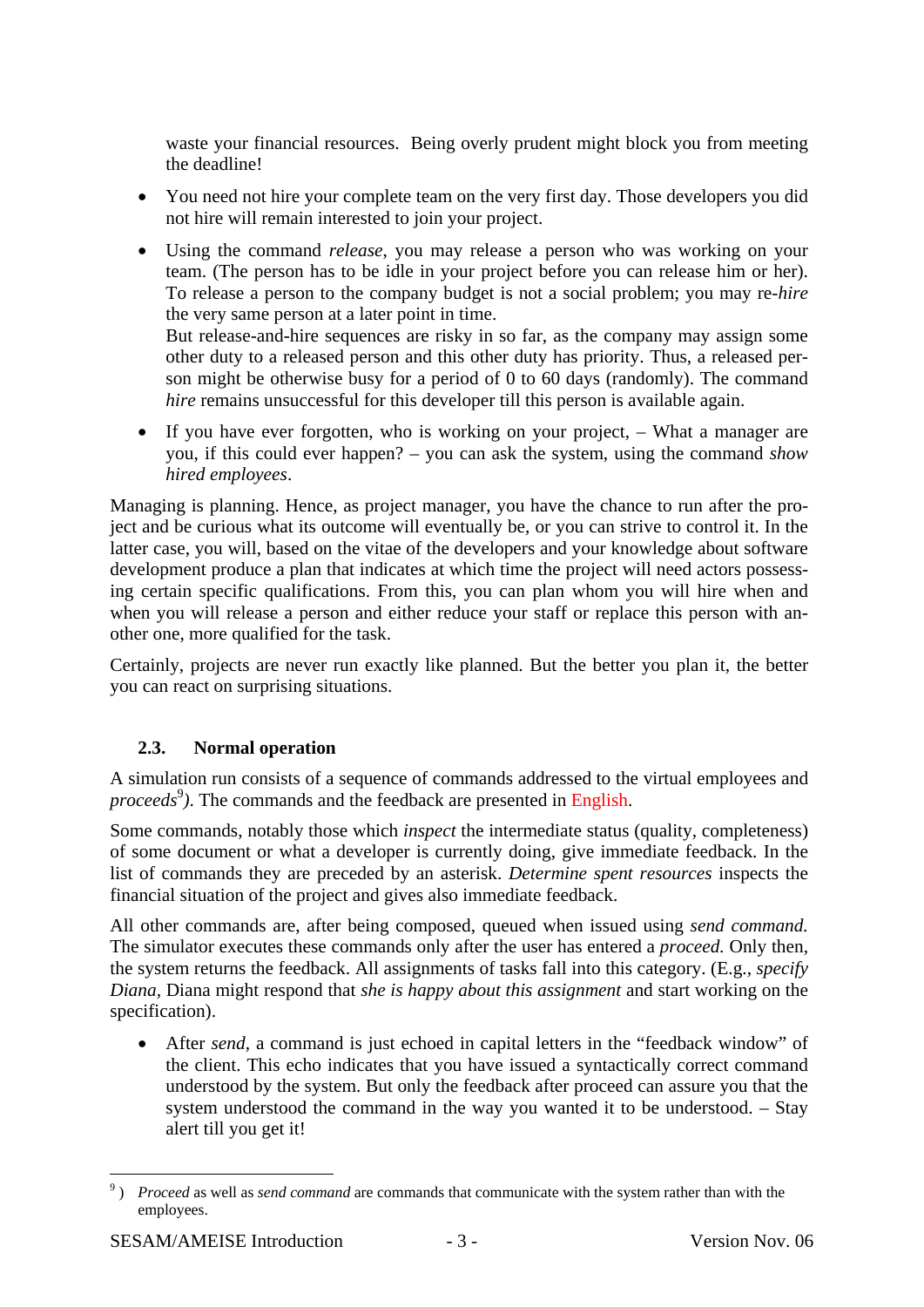waste your financial resources. Being overly prudent might block you from meeting the deadline!

- You need not hire your complete team on the very first day. Those developers you did not hire will remain interested to join your project.
- Using the command *release*, you may release a person who was working on your team. (The person has to be idle in your project before you can release him or her). To release a person to the company budget is not a social problem; you may re-*hire* the very same person at a later point in time.
  But release-and-hire sequences are risky in so far, as the company may assign some other duty to a released person and this other duty has priority. Thus, a released person might be otherwise busy for a period of 0 to 60 days (randomly). The command *hire* remains unsuccessful for this developer till this person is available again.
- If you have ever forgotten, who is working on your project, – What a manager are you, if this could ever happen? – you can ask the system, using the command *show hired employees*.

Managing is planning. Hence, as project manager, you have the chance to run after the project and be curious what its outcome will eventually be, or you can strive to control it. In the latter case, you will, based on the vitae of the developers and your knowledge about software development produce a plan that indicates at which time the project will need actors possessing certain specific qualifications. From this, you can plan whom you will hire when and when you will release a person and either reduce your staff or replace this person with another one, more qualified for the task.

Certainly, projects are never run exactly like planned. But the better you plan it, the better you can react on surprising situations.

### 2.3. Normal operation

A simulation run consists of a sequence of commands addressed to the virtual employees and *proceeds*[9]*)*. The commands and the feedback are presented in English.

Some commands, notably those which *inspect* the intermediate status (quality, completeness) of some document or what a developer is currently doing, give immediate feedback. In the list of commands they are preceded by an asterisk. *Determine spent resources* inspects the financial situation of the project and gives also immediate feedback.

All other commands are, after being composed, queued when issued using *send command.* The simulator executes these commands only after the user has entered a *proceed.* Only then, the system returns the feedback. All assignments of tasks fall into this category. (E.g., *specify Diana*, Diana might respond that *she is happy about this assignment* and start working on the specification).

- After *send*, a command is just echoed in capital letters in the "feedback window" of the client. This echo indicates that you have issued a syntactically correct command understood by the system. But only the feedback after proceed can assure you that the system understood the command in the way you wanted it to be understood. – Stay alert till you get it!

---

[9]) *Proceed* as well as *send command* are commands that communicate with the system rather than with the employees.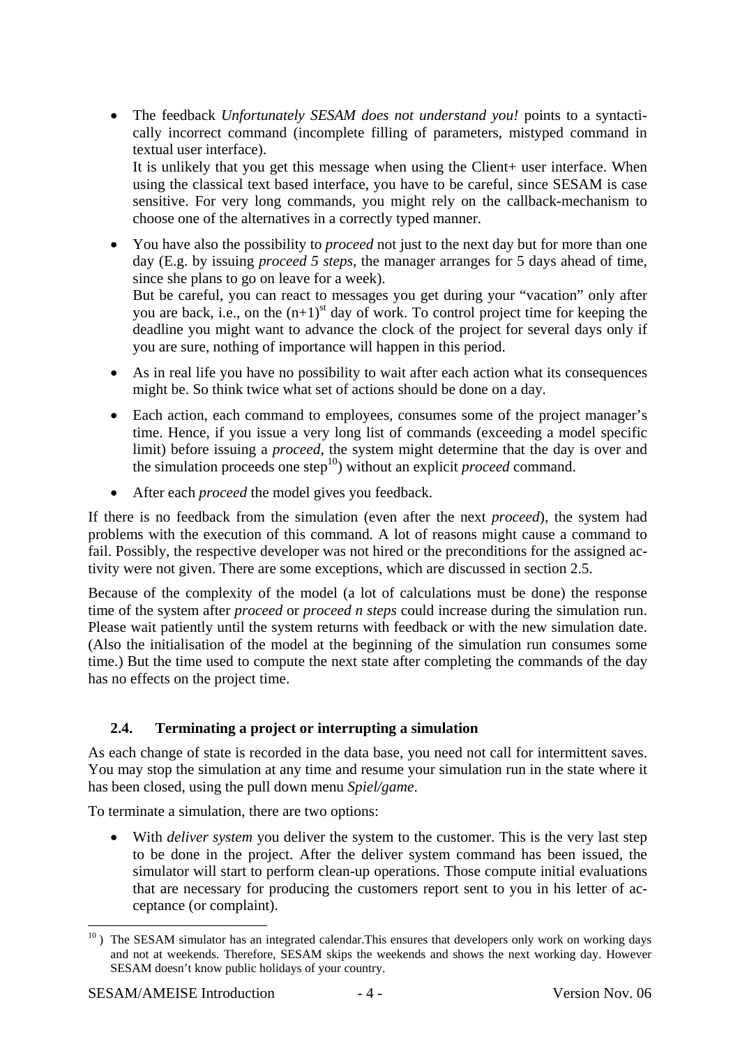- The feedback *Unfortunately SESAM does not understand you!* points to a syntactically incorrect command (incomplete filling of parameters, mistyped command in textual user interface).
  It is unlikely that you get this message when using the Client+ user interface. When using the classical text based interface, you have to be careful, since SESAM is case sensitive. For very long commands, you might rely on the callback-mechanism to choose one of the alternatives in a correctly typed manner.

- You have also the possibility to *proceed* not just to the next day but for more than one day (E.g. by issuing *proceed 5 steps*, the manager arranges for 5 days ahead of time, since she plans to go on leave for a week).
  But be careful, you can react to messages you get during your "vacation" only after you are back, i.e., on the $(n+1)^{st}$ day of work. To control project time for keeping the deadline you might want to advance the clock of the project for several days only if you are sure, nothing of importance will happen in this period.

- As in real life you have no possibility to wait after each action what its consequences might be. So think twice what set of actions should be done on a day.

- Each action, each command to employees, consumes some of the project manager's time. Hence, if you issue a very long list of commands (exceeding a model specific limit) before issuing a *proceed*, the system might determine that the day is over and the simulation proceeds one step[10]) without an explicit *proceed* command.

- After each *proceed* the model gives you feedback.

If there is no feedback from the simulation (even after the next *proceed*), the system had problems with the execution of this command. A lot of reasons might cause a command to fail. Possibly, the respective developer was not hired or the preconditions for the assigned activity were not given. There are some exceptions, which are discussed in section 2.5.

Because of the complexity of the model (a lot of calculations must be done) the response time of the system after *proceed* or *proceed n steps* could increase during the simulation run. Please wait patiently until the system returns with feedback or with the new simulation date. (Also the initialisation of the model at the beginning of the simulation run consumes some time.) But the time used to compute the next state after completing the commands of the day has no effects on the project time.

### 2.4. Terminating a project or interrupting a simulation

As each change of state is recorded in the data base, you need not call for intermittent saves. You may stop the simulation at any time and resume your simulation run in the state where it has been closed, using the pull down menu *Spiel/game*.

To terminate a simulation, there are two options:

- With *deliver system* you deliver the system to the customer. This is the very last step to be done in the project. After the deliver system command has been issued, the simulator will start to perform clean-up operations. Those compute initial evaluations that are necessary for producing the customers report sent to you in his letter of acceptance (or complaint).

---

[10] ) The SESAM simulator has an integrated calendar.This ensures that developers only work on working days and not at weekends. Therefore, SESAM skips the weekends and shows the next working day. However SESAM doesn't know public holidays of your country.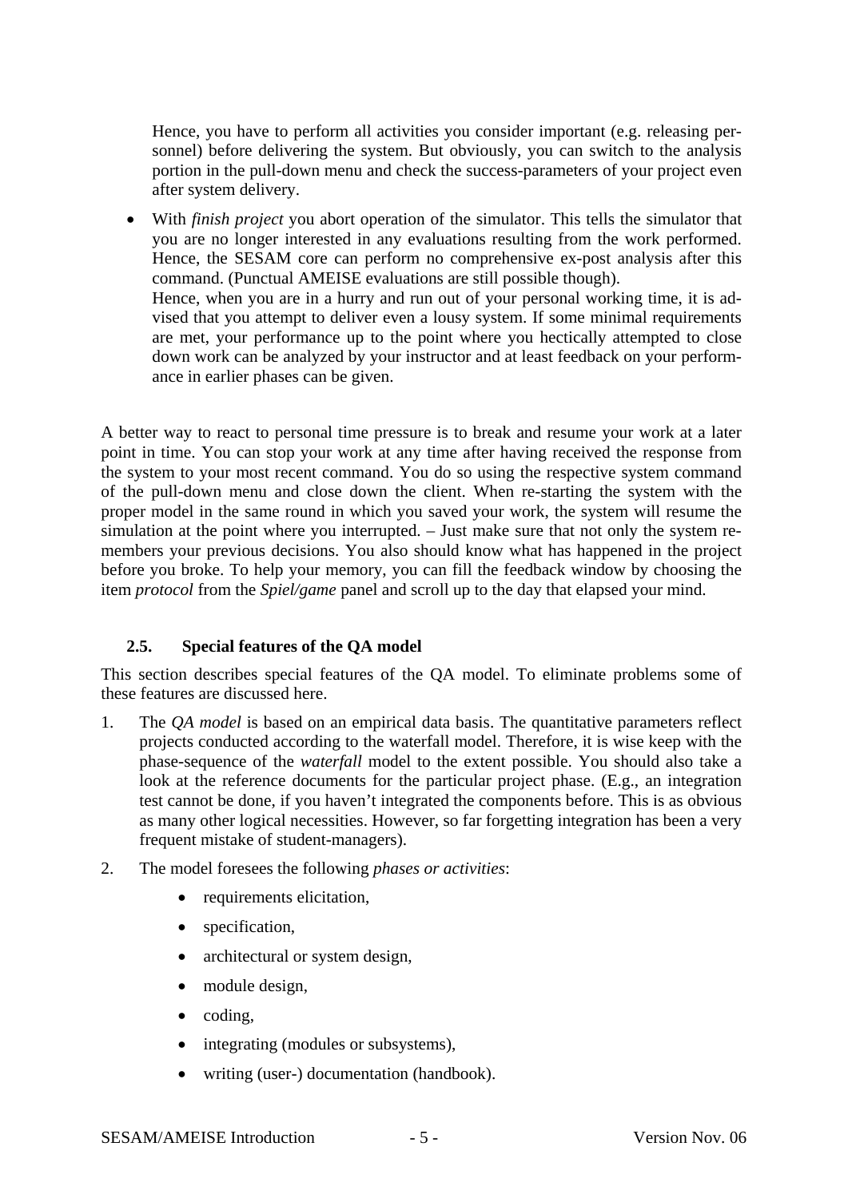Hence, you have to perform all activities you consider important (e.g. releasing personnel) before delivering the system. But obviously, you can switch to the analysis portion in the pull-down menu and check the success-parameters of your project even after system delivery.

- With *finish project* you abort operation of the simulator. This tells the simulator that you are no longer interested in any evaluations resulting from the work performed. Hence, the SESAM core can perform no comprehensive ex-post analysis after this command. (Punctual AMEISE evaluations are still possible though).
  Hence, when you are in a hurry and run out of your personal working time, it is advised that you attempt to deliver even a lousy system. If some minimal requirements are met, your performance up to the point where you hectically attempted to close down work can be analyzed by your instructor and at least feedback on your performance in earlier phases can be given.

A better way to react to personal time pressure is to break and resume your work at a later point in time. You can stop your work at any time after having received the response from the system to your most recent command. You do so using the respective system command of the pull-down menu and close down the client. When re-starting the system with the proper model in the same round in which you saved your work, the system will resume the simulation at the point where you interrupted. – Just make sure that not only the system remembers your previous decisions. You also should know what has happened in the project before you broke. To help your memory, you can fill the feedback window by choosing the item *protocol* from the *Spiel/game* panel and scroll up to the day that elapsed your mind.

### 2.5. Special features of the QA model

This section describes special features of the QA model. To eliminate problems some of these features are discussed here.

1. The *QA model* is based on an empirical data basis. The quantitative parameters reflect projects conducted according to the waterfall model. Therefore, it is wise keep with the phase-sequence of the *waterfall* model to the extent possible. You should also take a look at the reference documents for the particular project phase. (E.g., an integration test cannot be done, if you haven't integrated the components before. This is as obvious as many other logical necessities. However, so far forgetting integration has been a very frequent mistake of student-managers).
2. The model foresees the following *phases or activities*:
   - requirements elicitation,
   - specification,
   - architectural or system design,
   - module design,
   - coding,
   - integrating (modules or subsystems),
   - writing (user-) documentation (handbook).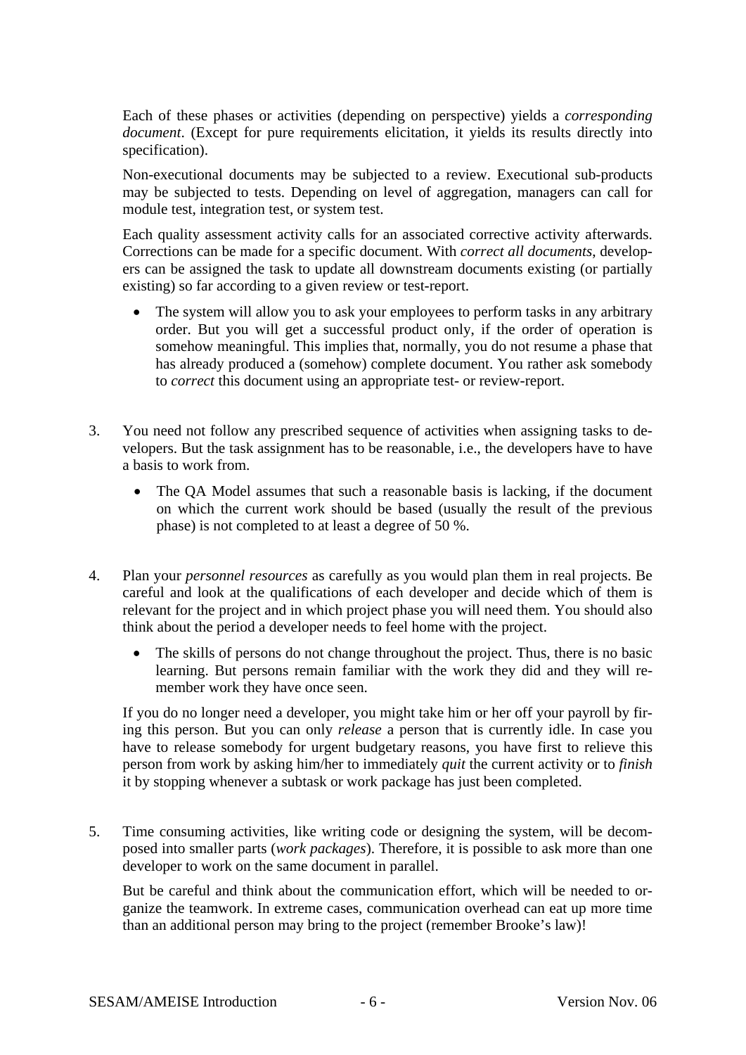Each of these phases or activities (depending on perspective) yields a *corresponding document*. (Except for pure requirements elicitation, it yields its results directly into specification).

Non-executional documents may be subjected to a review. Executional sub-products may be subjected to tests. Depending on level of aggregation, managers can call for module test, integration test, or system test.

Each quality assessment activity calls for an associated corrective activity afterwards. Corrections can be made for a specific document. With *correct all documents*, developers can be assigned the task to update all downstream documents existing (or partially existing) so far according to a given review or test-report.

- The system will allow you to ask your employees to perform tasks in any arbitrary order. But you will get a successful product only, if the order of operation is somehow meaningful. This implies that, normally, you do not resume a phase that has already produced a (somehow) complete document. You rather ask somebody to *correct* this document using an appropriate test- or review-report.

3. You need not follow any prescribed sequence of activities when assigning tasks to developers. But the task assignment has to be reasonable, i.e., the developers have to have a basis to work from.

   - The QA Model assumes that such a reasonable basis is lacking, if the document on which the current work should be based (usually the result of the previous phase) is not completed to at least a degree of 50 %.

4. Plan your *personnel resources* as carefully as you would plan them in real projects. Be careful and look at the qualifications of each developer and decide which of them is relevant for the project and in which project phase you will need them. You should also think about the period a developer needs to feel home with the project.

   - The skills of persons do not change throughout the project. Thus, there is no basic learning. But persons remain familiar with the work they did and they will remember work they have once seen.

   If you do no longer need a developer, you might take him or her off your payroll by firing this person. But you can only *release* a person that is currently idle. In case you have to release somebody for urgent budgetary reasons, you have first to relieve this person from work by asking him/her to immediately *quit* the current activity or to *finish* it by stopping whenever a subtask or work package has just been completed.

5. Time consuming activities, like writing code or designing the system, will be decomposed into smaller parts (*work packages*). Therefore, it is possible to ask more than one developer to work on the same document in parallel.

   But be careful and think about the communication effort, which will be needed to organize the teamwork. In extreme cases, communication overhead can eat up more time than an additional person may bring to the project (remember Brooke's law)!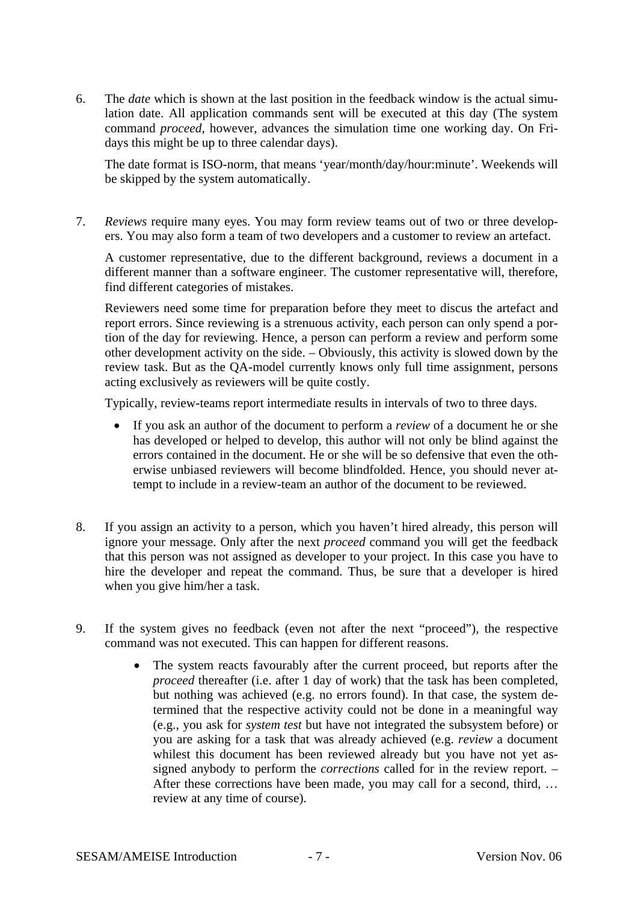6. The *date* which is shown at the last position in the feedback window is the actual simulation date. All application commands sent will be executed at this day (The system command *proceed*, however, advances the simulation time one working day. On Fridays this might be up to three calendar days).

   The date format is ISO-norm, that means 'year/month/day/hour:minute'. Weekends will be skipped by the system automatically.

7. *Reviews* require many eyes. You may form review teams out of two or three developers. You may also form a team of two developers and a customer to review an artefact.

   A customer representative, due to the different background, reviews a document in a different manner than a software engineer. The customer representative will, therefore, find different categories of mistakes.

   Reviewers need some time for preparation before they meet to discus the artefact and report errors. Since reviewing is a strenuous activity, each person can only spend a portion of the day for reviewing. Hence, a person can perform a review and perform some other development activity on the side. – Obviously, this activity is slowed down by the review task. But as the QA-model currently knows only full time assignment, persons acting exclusively as reviewers will be quite costly.

   Typically, review-teams report intermediate results in intervals of two to three days.

   - If you ask an author of the document to perform a *review* of a document he or she has developed or helped to develop, this author will not only be blind against the errors contained in the document. He or she will be so defensive that even the otherwise unbiased reviewers will become blindfolded. Hence, you should never attempt to include in a review-team an author of the document to be reviewed.

8. If you assign an activity to a person, which you haven't hired already, this person will ignore your message. Only after the next *proceed* command you will get the feedback that this person was not assigned as developer to your project. In this case you have to hire the developer and repeat the command. Thus, be sure that a developer is hired when you give him/her a task.

9. If the system gives no feedback (even not after the next "proceed"), the respective command was not executed. This can happen for different reasons.

   - The system reacts favourably after the current proceed, but reports after the *proceed* thereafter (i.e. after 1 day of work) that the task has been completed, but nothing was achieved (e.g. no errors found). In that case, the system determined that the respective activity could not be done in a meaningful way (e.g., you ask for *system test* but have not integrated the subsystem before) or you are asking for a task that was already achieved (e.g. *review* a document whilest this document has been reviewed already but you have not yet assigned anybody to perform the *corrections* called for in the review report. – After these corrections have been made, you may call for a second, third, … review at any time of course).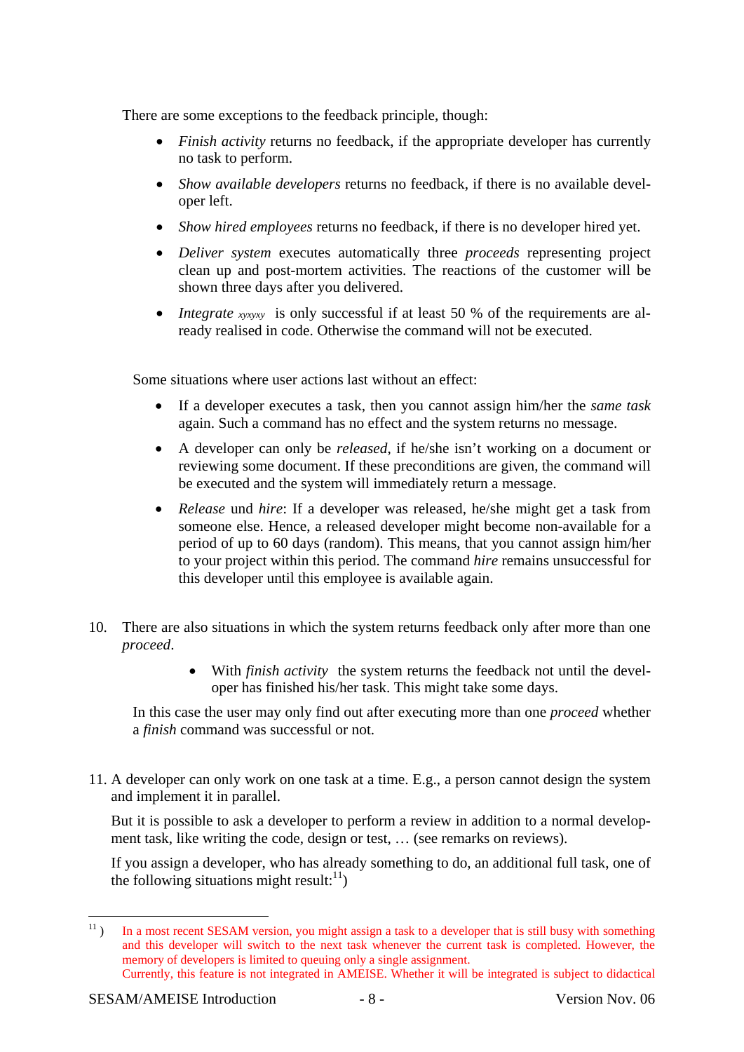There are some exceptions to the feedback principle, though:

- *Finish activity* returns no feedback, if the appropriate developer has currently no task to perform.
- *Show available developers* returns no feedback, if there is no available developer left.
- *Show hired employees* returns no feedback, if there is no developer hired yet.
- *Deliver system* executes automatically three *proceeds* representing project clean up and post-mortem activities. The reactions of the customer will be shown three days after you delivered.
- *Integrate* *xyxyxy* is only successful if at least 50 % of the requirements are already realised in code. Otherwise the command will not be executed.

Some situations where user actions last without an effect:

- If a developer executes a task, then you cannot assign him/her the *same task* again. Such a command has no effect and the system returns no message.
- A developer can only be *released*, if he/she isn't working on a document or reviewing some document. If these preconditions are given, the command will be executed and the system will immediately return a message.
- *Release* und *hire*: If a developer was released, he/she might get a task from someone else. Hence, a released developer might become non-available for a period of up to 60 days (random). This means, that you cannot assign him/her to your project within this period. The command *hire* remains unsuccessful for this developer until this employee is available again.

10. There are also situations in which the system returns feedback only after more than one *proceed*.

    - With *finish activity* the system returns the feedback not until the developer has finished his/her task. This might take some days.

    In this case the user may only find out after executing more than one *proceed* whether a *finish* command was successful or not.

11. A developer can only work on one task at a time. E.g., a person cannot design the system and implement it in parallel.

    But it is possible to ask a developer to perform a review in addition to a normal development task, like writing the code, design or test, … (see remarks on reviews).

    If you assign a developer, who has already something to do, an additional full task, one of the following situations might result:[11])

---

[11]) In a most recent SESAM version, you might assign a task to a developer that is still busy with something and this developer will switch to the next task whenever the current task is completed. However, the memory of developers is limited to queuing only a single assignment.
Currently, this feature is not integrated in AMEISE. Whether it will be integrated is subject to didactical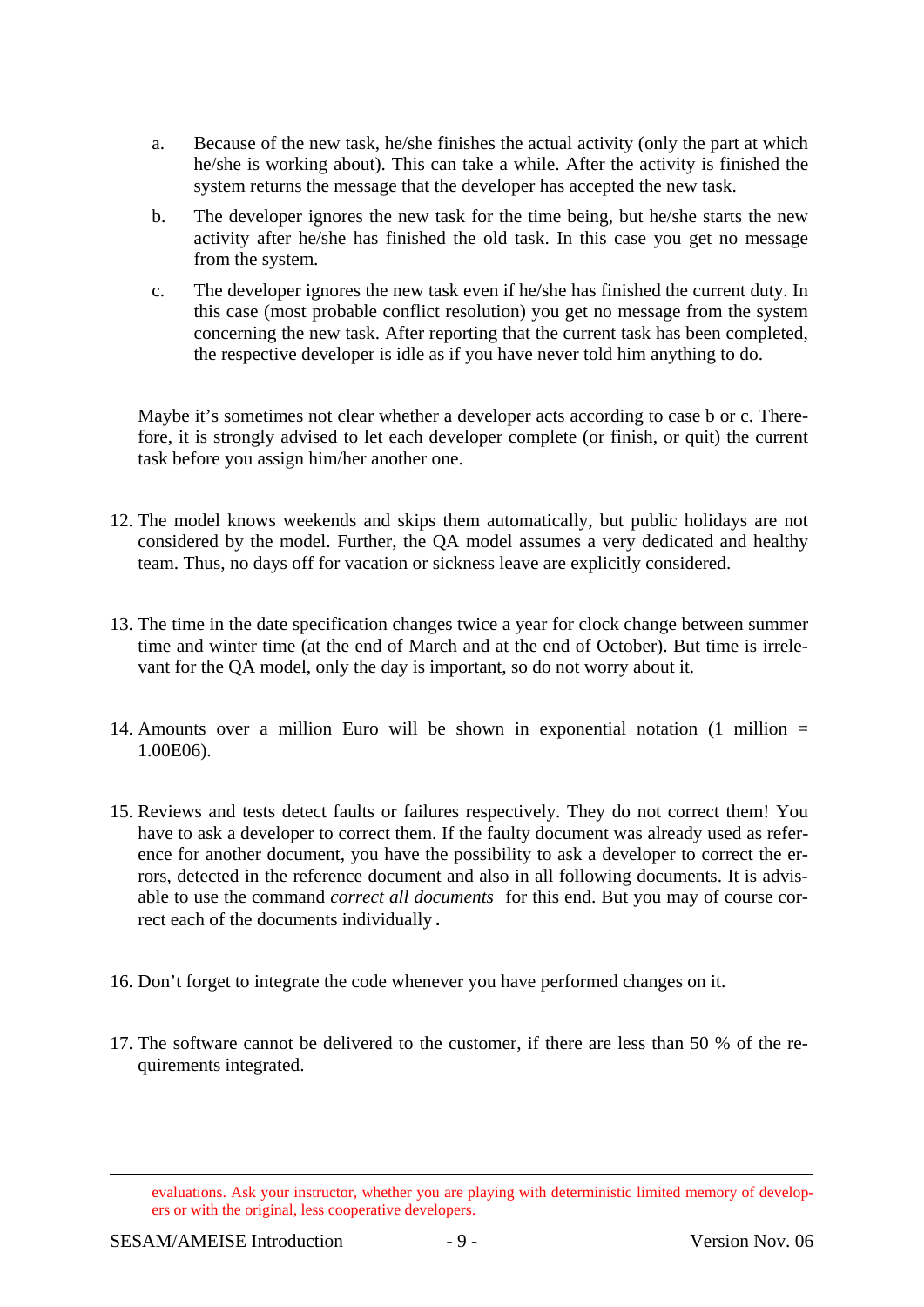a. Because of the new task, he/she finishes the actual activity (only the part at which he/she is working about). This can take a while. After the activity is finished the system returns the message that the developer has accepted the new task.

b. The developer ignores the new task for the time being, but he/she starts the new activity after he/she has finished the old task. In this case you get no message from the system.

c. The developer ignores the new task even if he/she has finished the current duty. In this case (most probable conflict resolution) you get no message from the system concerning the new task. After reporting that the current task has been completed, the respective developer is idle as if you have never told him anything to do.

Maybe it's sometimes not clear whether a developer acts according to case b or c. Therefore, it is strongly advised to let each developer complete (or finish, or quit) the current task before you assign him/her another one.

12. The model knows weekends and skips them automatically, but public holidays are not considered by the model. Further, the QA model assumes a very dedicated and healthy team. Thus, no days off for vacation or sickness leave are explicitly considered.

13. The time in the date specification changes twice a year for clock change between summer time and winter time (at the end of March and at the end of October). But time is irrelevant for the QA model, only the day is important, so do not worry about it.

14. Amounts over a million Euro will be shown in exponential notation (1 million = 1.00E06).

15. Reviews and tests detect faults or failures respectively. They do not correct them! You have to ask a developer to correct them. If the faulty document was already used as reference for another document, you have the possibility to ask a developer to correct the errors, detected in the reference document and also in all following documents. It is advisable to use the command *correct all documents* for this end. But you may of course correct each of the documents individually.

16. Don't forget to integrate the code whenever you have performed changes on it.

17. The software cannot be delivered to the customer, if there are less than 50 % of the requirements integrated.

evaluations. Ask your instructor, whether you are playing with deterministic limited memory of developers or with the original, less cooperative developers.